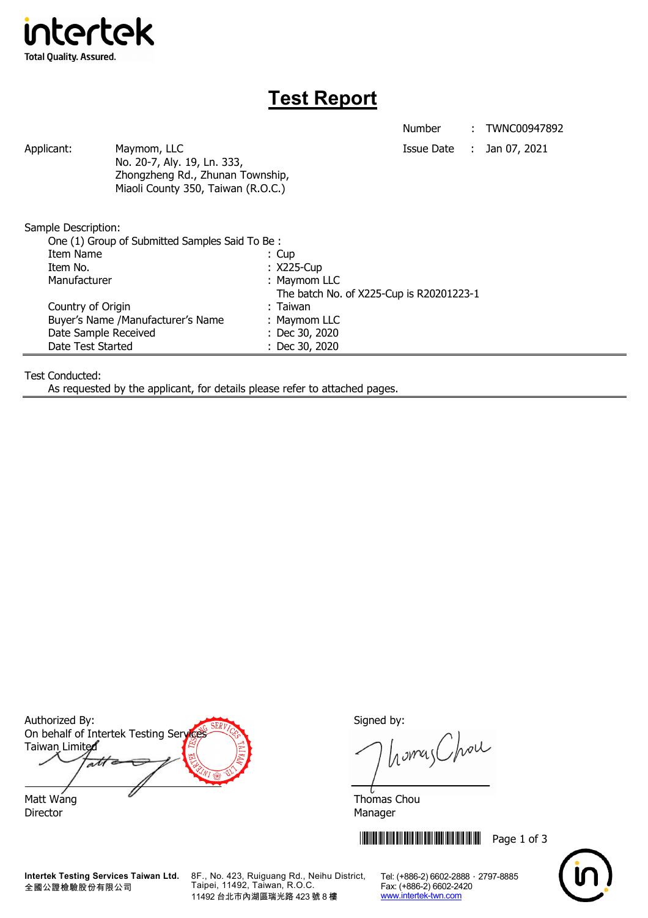intertek
Total Quality. Assured.

# Test Report

Number : TWNC00947892

Issue Date : Jan 07, 2021

Applicant: Maymom, LLC
No. 20-7, Aly. 19, Ln. 333,
Zhongzheng Rd., Zhunan Township,
Miaoli County 350, Taiwan (R.O.C.)

Sample Description:

One (1) Group of Submitted Samples Said To Be :

| | |
|---|---|
| Item Name | : Cup |
| Item No. | : X225-Cup |
| Manufacturer | : Maymom LLC<br>The batch No. of X225-Cup is R20201223-1 |
| Country of Origin | : Taiwan |
| Buyer's Name /Manufacturer's Name | : Maymom LLC |
| Date Sample Received | : Dec 30, 2020 |
| Date Test Started | : Dec 30, 2020 |

Test Conducted:

As requested by the applicant, for details please refer to attached pages.

Authorized By:
On behalf of Intertek Testing Services Taiwan Limited

Matt Wang
Director

Signed by:

Thomas Chou
Manager

**Intertek Testing Services Taiwan Ltd.**
全國公證檢驗股份有限公司
8F., No. 423, Ruiguang Rd., Neihu District, Taipei, 11492, Taiwan, R.O.C.
11492 台北市內湖區瑞光路 423 號 8 樓
Tel: (+886-2) 6602-2888 · 2797-8885
Fax: (+886-2) 6602-2420
www.intertek-twn.com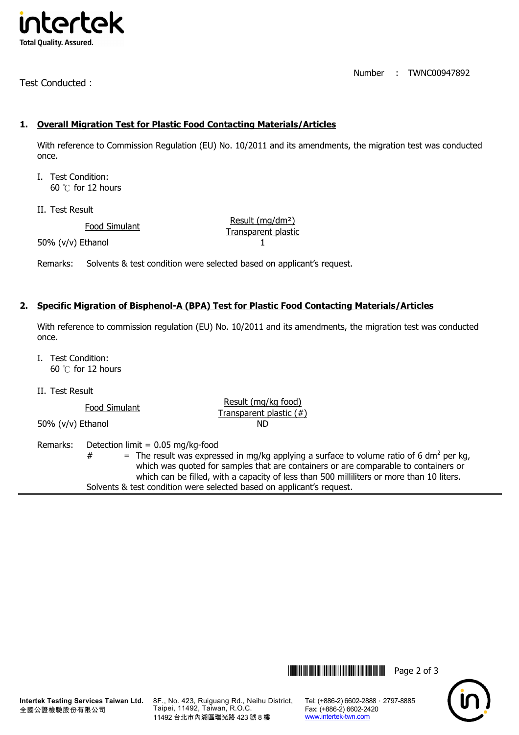Number : TWNC00947892

Test Conducted :

## 1. Overall Migration Test for Plastic Food Contacting Materials/Articles

With reference to Commission Regulation (EU) No. 10/2011 and its amendments, the migration test was conducted once.

I. Test Condition:
60 ℃ for 12 hours

II. Test Result

| Food Simulant | Result (mg/dm²) Transparent plastic |
|---|---|
| 50% (v/v) Ethanol | 1 |

Remarks: Solvents & test condition were selected based on applicant's request.

## 2. Specific Migration of Bisphenol-A (BPA) Test for Plastic Food Contacting Materials/Articles

With reference to commission regulation (EU) No. 10/2011 and its amendments, the migration test was conducted once.

I. Test Condition:
60 ℃ for 12 hours

II. Test Result

| Food Simulant | Result (mg/kg food) Transparent plastic (#) |
|---|---|
| 50% (v/v) Ethanol | ND |

Remarks: Detection limit = 0.05 mg/kg-food
# = The result was expressed in mg/kg applying a surface to volume ratio of 6 $dm^2$ per kg, which was quoted for samples that are containers or are comparable to containers or which can be filled, with a capacity of less than 500 milliliters or more than 10 liters.
Solvents & test condition were selected based on applicant's request.

Intertek Testing Services Taiwan Ltd.
全國公證檢驗股份有限公司
8F., No. 423, Ruiguang Rd., Neihu District, Taipei, 11492, Taiwan, R.O.C.
11492 台北市內湖區瑞光路 423 號 8 樓
Tel: (+886-2) 6602-2888 · 2797-8885
Fax: (+886-2) 6602-2420
www.intertek-twn.com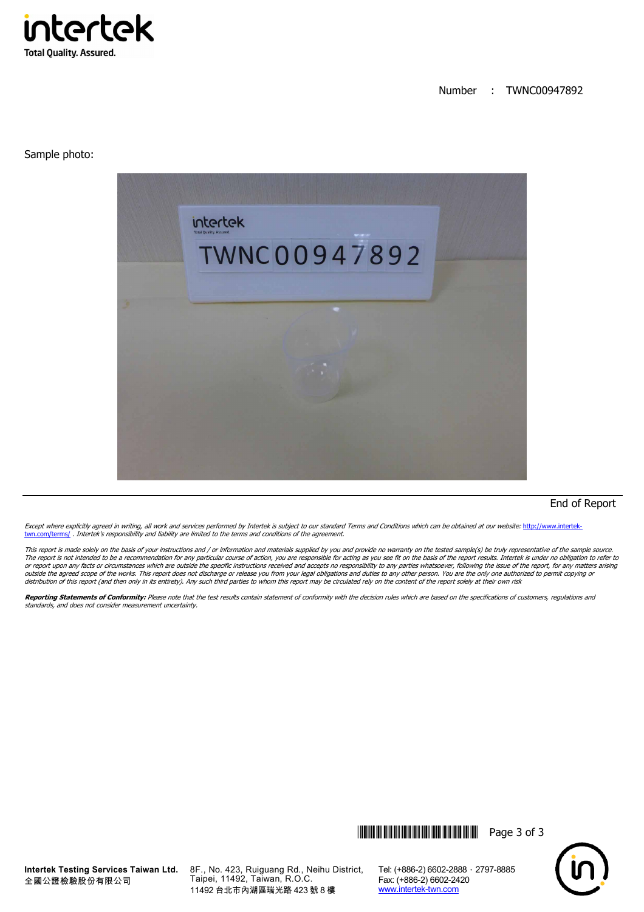Number : TWNC00947892

Sample photo:

End of Report

*Except where explicitly agreed in writing, all work and services performed by Intertek is subject to our standard Terms and Conditions which can be obtained at our website: http://www.intertek-twn.com/terms/ . Intertek's responsibility and liability are limited to the terms and conditions of the agreement.*

*This report is made solely on the basis of your instructions and / or information and materials supplied by you and provide no warranty on the tested sample(s) be truly representative of the sample source. The report is not intended to be a recommendation for any particular course of action, you are responsible for acting as you see fit on the basis of the report results. Intertek is under no obligation to refer to or report upon any facts or circumstances which are outside the specific instructions received and accepts no responsibility to any parties whatsoever, following the issue of the report, for any matters arising outside the agreed scope of the works. This report does not discharge or release you from your legal obligations and duties to any other person. You are the only one authorized to permit copying or distribution of this report (and then only in its entirety). Any such third parties to whom this report may be circulated rely on the content of the report solely at their own risk*

***Reporting Statements of Conformity:** Please note that the test results contain statement of conformity with the decision rules which are based on the specifications of customers, regulations and standards, and does not consider measurement uncertainty.*

**Intertek Testing Services Taiwan Ltd.**
全國公證檢驗股份有限公司

8F., No. 423, Ruiguang Rd., Neihu District, Taipei, 11492, Taiwan, R.O.C.
11492 台北市內湖區瑞光路 423 號 8 樓

Tel: (+886-2) 6602-2888．2797-8885
Fax: (+886-2) 6602-2420
www.intertek-twn.com